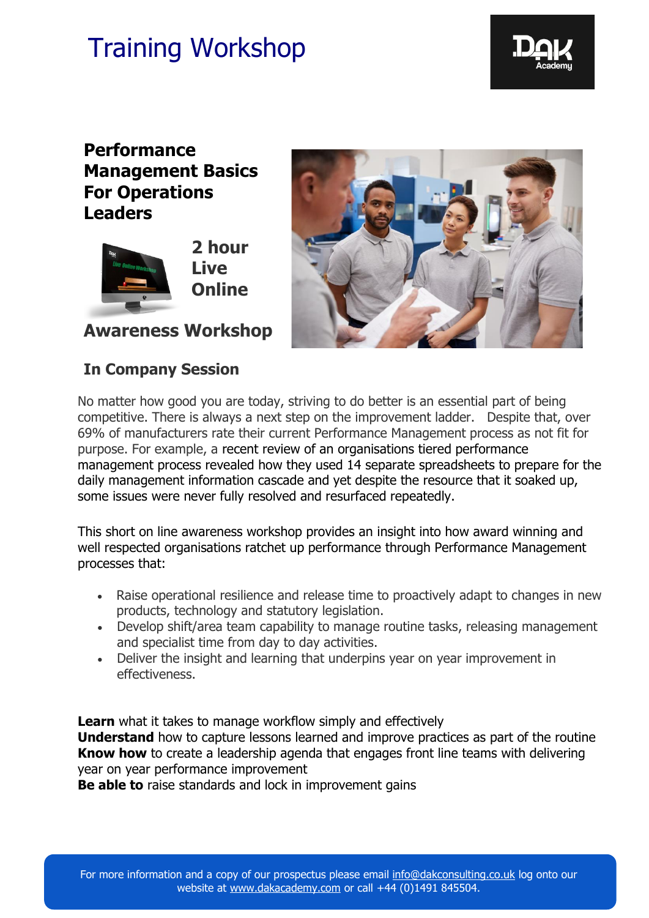# Training Workshop

## Performance Management Basics For Operations Leaders

**2 hour Live Online**

**Awareness Workshop**

**In Company Session**

No matter how good you are today, striving to do better is an essential part of being competitive. There is always a next step on the improvement ladder. Despite that, over 69% of manufacturers rate their current Performance Management process as not fit for purpose. For example, a recent review of an organisations tiered performance management process revealed how they used 14 separate spreadsheets to prepare for the daily management information cascade and yet despite the resource that it soaked up, some issues were never fully resolved and resurfaced repeatedly.

This short on line awareness workshop provides an insight into how award winning and well respected organisations ratchet up performance through Performance Management processes that:

- Raise operational resilience and release time to proactively adapt to changes in new products, technology and statutory legislation.
- Develop shift/area team capability to manage routine tasks, releasing management and specialist time from day to day activities.
- Deliver the insight and learning that underpins year on year improvement in effectiveness.

**Learn** what it takes to manage workflow simply and effectively
**Understand** how to capture lessons learned and improve practices as part of the routine
**Know how** to create a leadership agenda that engages front line teams with delivering year on year performance improvement
**Be able to** raise standards and lock in improvement gains

For more information and a copy of our prospectus please email info@dakconsulting.co.uk log onto our website at www.dakacademy.com or call +44 (0)1491 845504.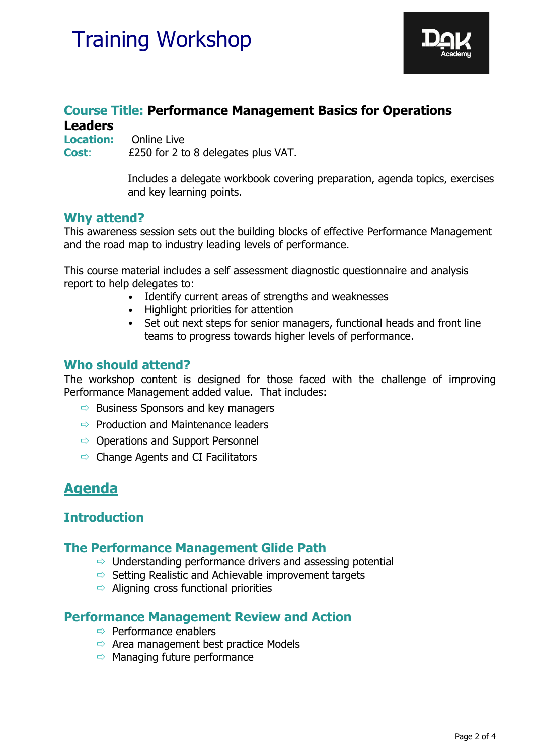# Training Workshop

## Course Title: Performance Management Basics for Operations Leaders

**Location:** Online Live

**Cost:** £250 for 2 to 8 delegates plus VAT.

Includes a delegate workbook covering preparation, agenda topics, exercises and key learning points.

## Why attend?

This awareness session sets out the building blocks of effective Performance Management and the road map to industry leading levels of performance.

This course material includes a self assessment diagnostic questionnaire and analysis report to help delegates to:

- Identify current areas of strengths and weaknesses
- Highlight priorities for attention
- Set out next steps for senior managers, functional heads and front line teams to progress towards higher levels of performance.

## Who should attend?

The workshop content is designed for those faced with the challenge of improving Performance Management added value. That includes:

- ⇨ Business Sponsors and key managers
- ⇨ Production and Maintenance leaders
- ⇨ Operations and Support Personnel
- ⇨ Change Agents and CI Facilitators

# Agenda

## Introduction

## The Performance Management Glide Path

- ⇨ Understanding performance drivers and assessing potential
- ⇨ Setting Realistic and Achievable improvement targets
- ⇨ Aligning cross functional priorities

## Performance Management Review and Action

- ⇨ Performance enablers
- ⇨ Area management best practice Models
- ⇨ Managing future performance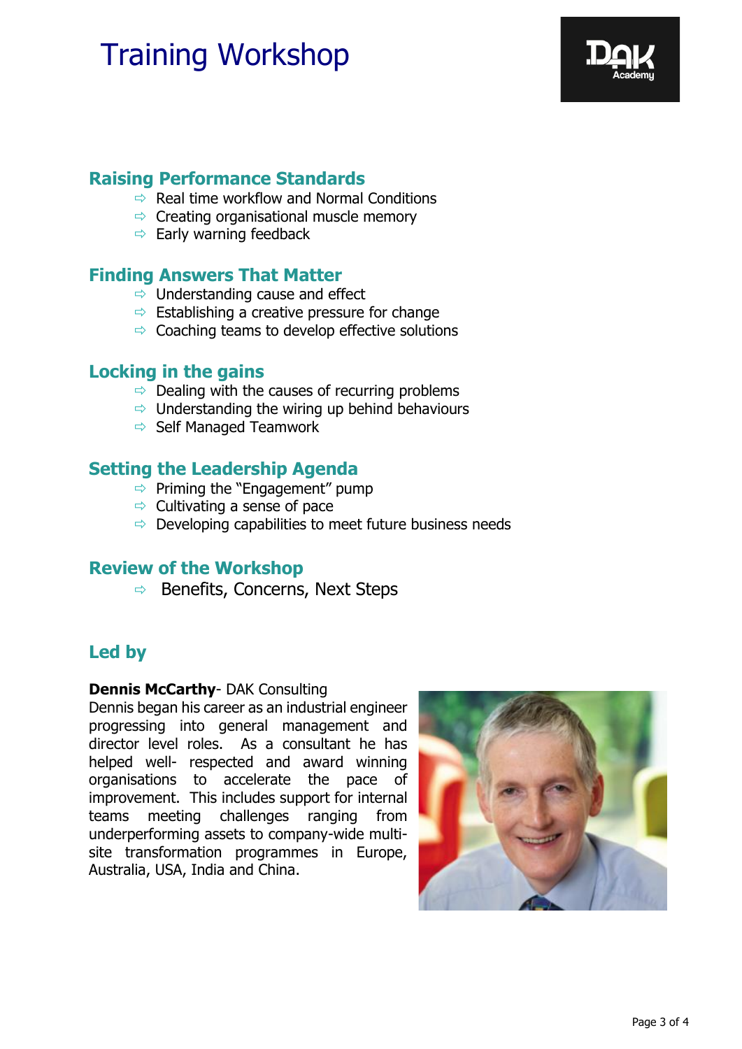# Training Workshop

## Raising Performance Standards

- Real time workflow and Normal Conditions
- Creating organisational muscle memory
- Early warning feedback

## Finding Answers That Matter

- Understanding cause and effect
- Establishing a creative pressure for change
- Coaching teams to develop effective solutions

## Locking in the gains

- Dealing with the causes of recurring problems
- Understanding the wiring up behind behaviours
- Self Managed Teamwork

## Setting the Leadership Agenda

- Priming the "Engagement" pump
- Cultivating a sense of pace
- Developing capabilities to meet future business needs

## Review of the Workshop

- Benefits, Concerns, Next Steps

## Led by

**Dennis McCarthy**- DAK Consulting
Dennis began his career as an industrial engineer progressing into general management and director level roles. As a consultant he has helped well- respected and award winning organisations to accelerate the pace of improvement. This includes support for internal teams meeting challenges ranging from underperforming assets to company-wide multi-site transformation programmes in Europe, Australia, USA, India and China.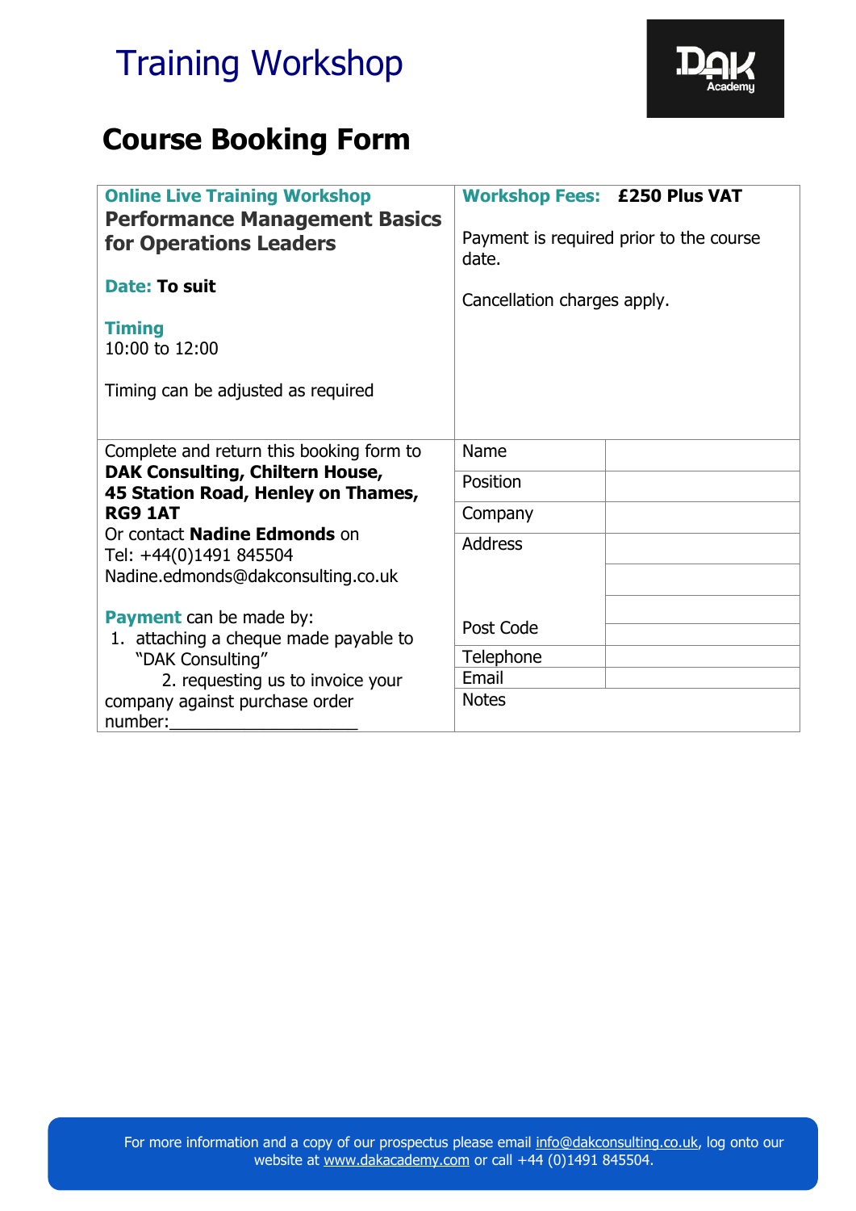# Training Workshop

## Course Booking Form

| | |
|---|---|
| **Online Live Training Workshop**<br>**Performance Management Basics for Operations Leaders**<br><br>**Date: To suit**<br><br>**Timing**<br>10:00 to 12:00<br><br>Timing can be adjusted as required | **Workshop Fees: £250 Plus VAT**<br><br>Payment is required prior to the course date.<br><br>Cancellation charges apply. |

| | | |
|---|---|---|
| Complete and return this booking form to **DAK Consulting, Chiltern House, 45 Station Road, Henley on Thames, RG9 1AT**<br>Or contact **Nadine Edmonds** on<br>Tel: +44(0)1491 845504<br>Nadine.edmonds@dakconsulting.co.uk<br><br>**Payment** can be made by:<br>1. attaching a cheque made payable to "DAK Consulting"<br>2. requesting us to invoice your company against purchase order number:____________________ | Name | |
| | Position | |
| | Company | |
| | Address | |
| | | |
| | | |
| | Post Code | |
| | Telephone | |
| | Email | |
| | Notes | |

For more information and a copy of our prospectus please email info@dakconsulting.co.uk, log onto our website at www.dakacademy.com or call +44 (0)1491 845504.